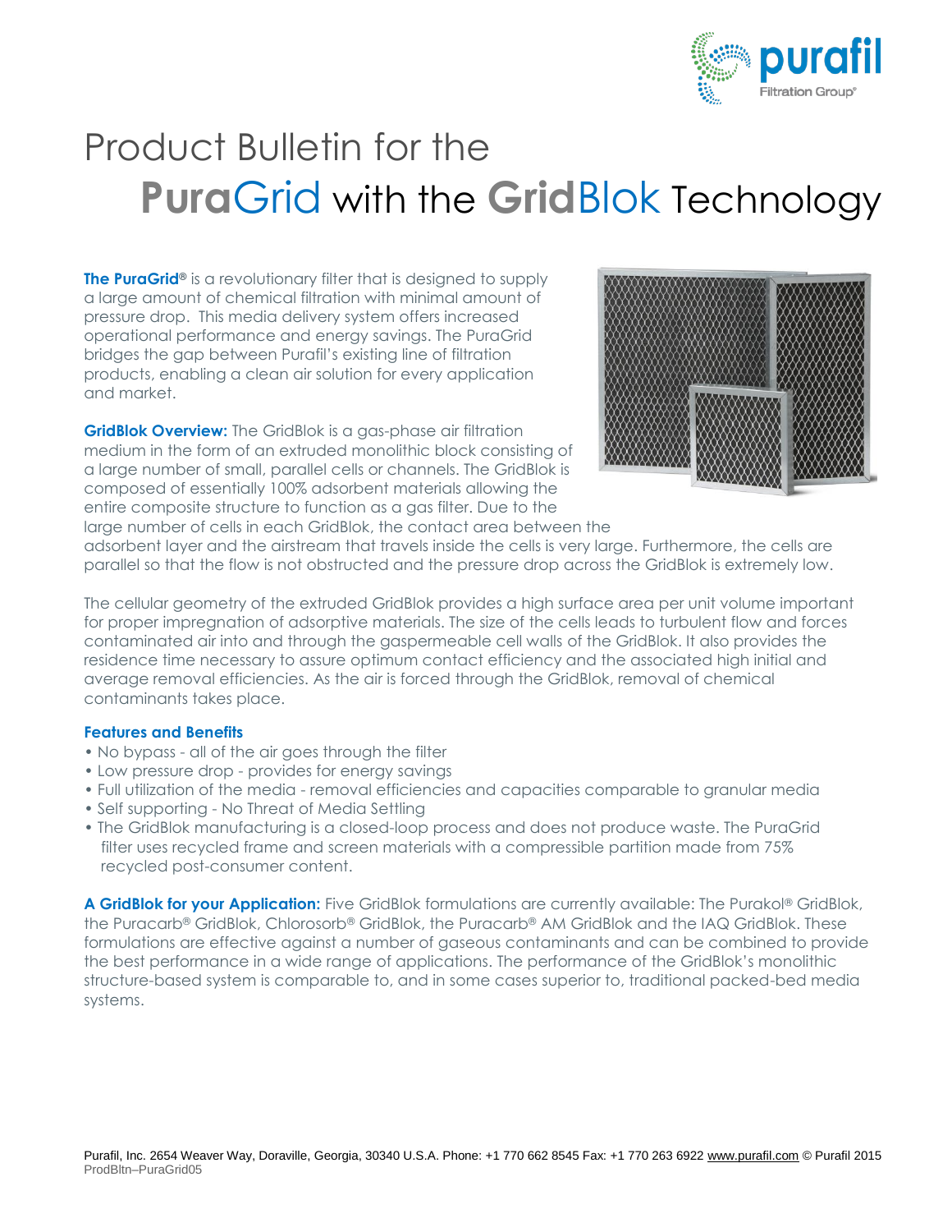# Product Bulletin for the PuraGrid with the GridBlok Technology

**The PuraGrid®** is a revolutionary filter that is designed to supply a large amount of chemical filtration with minimal amount of pressure drop. This media delivery system offers increased operational performance and energy savings. The PuraGrid bridges the gap between Purafil's existing line of filtration products, enabling a clean air solution for every application and market.

**GridBlok Overview:** The GridBlok is a gas-phase air filtration medium in the form of an extruded monolithic block consisting of a large number of small, parallel cells or channels. The GridBlok is composed of essentially 100% adsorbent materials allowing the entire composite structure to function as a gas filter. Due to the large number of cells in each GridBlok, the contact area between the adsorbent layer and the airstream that travels inside the cells is very large. Furthermore, the cells are parallel so that the flow is not obstructed and the pressure drop across the GridBlok is extremely low.

The cellular geometry of the extruded GridBlok provides a high surface area per unit volume important for proper impregnation of adsorptive materials. The size of the cells leads to turbulent flow and forces contaminated air into and through the gaspermeable cell walls of the GridBlok. It also provides the residence time necessary to assure optimum contact efficiency and the associated high initial and average removal efficiencies. As the air is forced through the GridBlok, removal of chemical contaminants takes place.

### Features and Benefits

- No bypass - all of the air goes through the filter
- Low pressure drop - provides for energy savings
- Full utilization of the media - removal efficiencies and capacities comparable to granular media
- Self supporting - No Threat of Media Settling
- The GridBlok manufacturing is a closed-loop process and does not produce waste. The PuraGrid filter uses recycled frame and screen materials with a compressible partition made from 75% recycled post-consumer content.

**A GridBlok for your Application:** Five GridBlok formulations are currently available: The Purakol® GridBlok, the Puracarb® GridBlok, Chlorosorb® GridBlok, the Puracarb® AM GridBlok and the IAQ GridBlok. These formulations are effective against a number of gaseous contaminants and can be combined to provide the best performance in a wide range of applications. The performance of the GridBlok's monolithic structure-based system is comparable to, and in some cases superior to, traditional packed-bed media systems.

Purafil, Inc. 2654 Weaver Way, Doraville, Georgia, 30340 U.S.A. Phone: +1 770 662 8545 Fax: +1 770 263 6922 www.purafil.com © Purafil 2015
ProdBltn–PuraGrid05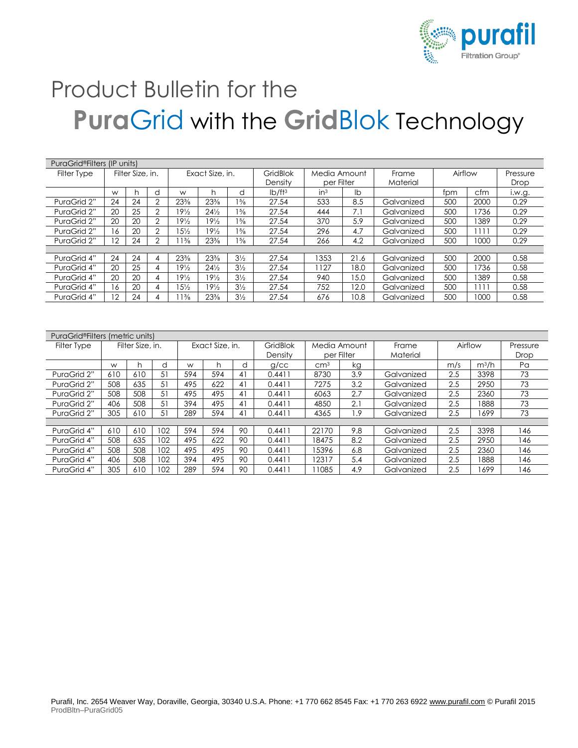# Product Bulletin for the PuraGrid with the GridBlok Technology

| PuraGrid®Filters (IP units) | | | | | | | | | | | | | | |
|---|---|---|---|---|---|---|---|---|---|---|---|---|---|---|
| Filter Type | Filter Size, in. | | | Exact Size, in. | | | GridBlok Density | Media Amount per Filter | | Frame Material | Airflow | | Pressure Drop |
| | w | h | d | w | h | d | lb/ft³ | in³ | lb | | fpm | cfm | i.w.g. |
| PuraGrid 2" | 24 | 24 | 2 | 23⅜ | 23⅜ | 1⅝ | 27.54 | 533 | 8.5 | Galvanized | 500 | 2000 | 0.29 |
| PuraGrid 2" | 20 | 25 | 2 | 19½ | 24½ | 1⅝ | 27.54 | 444 | 7.1 | Galvanized | 500 | 1736 | 0.29 |
| PuraGrid 2" | 20 | 20 | 2 | 19½ | 19½ | 1⅝ | 27.54 | 370 | 5.9 | Galvanized | 500 | 1389 | 0.29 |
| PuraGrid 2" | 16 | 20 | 2 | 15½ | 19½ | 1⅝ | 27.54 | 296 | 4.7 | Galvanized | 500 | 1111 | 0.29 |
| PuraGrid 2" | 12 | 24 | 2 | 11⅜ | 23⅜ | 1⅝ | 27.54 | 266 | 4.2 | Galvanized | 500 | 1000 | 0.29 |
| | | | | | | | | | | | | | |
| PuraGrid 4" | 24 | 24 | 4 | 23⅜ | 23⅜ | 3½ | 27.54 | 1353 | 21.6 | Galvanized | 500 | 2000 | 0.58 |
| PuraGrid 4" | 20 | 25 | 4 | 19½ | 24½ | 3½ | 27.54 | 1127 | 18.0 | Galvanized | 500 | 1736 | 0.58 |
| PuraGrid 4" | 20 | 20 | 4 | 19½ | 19½ | 3½ | 27.54 | 940 | 15.0 | Galvanized | 500 | 1389 | 0.58 |
| PuraGrid 4" | 16 | 20 | 4 | 15½ | 19½ | 3½ | 27.54 | 752 | 12.0 | Galvanized | 500 | 1111 | 0.58 |
| PuraGrid 4" | 12 | 24 | 4 | 11⅜ | 23⅜ | 3½ | 27.54 | 676 | 10.8 | Galvanized | 500 | 1000 | 0.58 |

| PuraGrid®Filters (metric units) | | | | | | | | | | | | | |
|---|---|---|---|---|---|---|---|---|---|---|---|---|---|
| Filter Type | Filter Size, in. | | | Exact Size, in. | | | GridBlok Density | Media Amount per Filter | | Frame Material | Airflow | | Pressure Drop |
| | w | h | d | w | h | d | g/cc | cm³ | kg | | m/s | m³/h | Pa |
| PuraGrid 2" | 610 | 610 | 51 | 594 | 594 | 41 | 0.4411 | 8730 | 3.9 | Galvanized | 2.5 | 3398 | 73 |
| PuraGrid 2" | 508 | 635 | 51 | 495 | 622 | 41 | 0.4411 | 7275 | 3.2 | Galvanized | 2.5 | 2950 | 73 |
| PuraGrid 2" | 508 | 508 | 51 | 495 | 495 | 41 | 0.4411 | 6063 | 2.7 | Galvanized | 2.5 | 2360 | 73 |
| PuraGrid 2" | 406 | 508 | 51 | 394 | 495 | 41 | 0.4411 | 4850 | 2.1 | Galvanized | 2.5 | 1888 | 73 |
| PuraGrid 2" | 305 | 610 | 51 | 289 | 594 | 41 | 0.4411 | 4365 | 1.9 | Galvanized | 2.5 | 1699 | 73 |
| | | | | | | | | | | | | | |
| PuraGrid 4" | 610 | 610 | 102 | 594 | 594 | 90 | 0.4411 | 22170 | 9.8 | Galvanized | 2.5 | 3398 | 146 |
| PuraGrid 4" | 508 | 635 | 102 | 495 | 622 | 90 | 0.4411 | 18475 | 8.2 | Galvanized | 2.5 | 2950 | 146 |
| PuraGrid 4" | 508 | 508 | 102 | 495 | 495 | 90 | 0.4411 | 15396 | 6.8 | Galvanized | 2.5 | 2360 | 146 |
| PuraGrid 4" | 406 | 508 | 102 | 394 | 495 | 90 | 0.4411 | 12317 | 5.4 | Galvanized | 2.5 | 1888 | 146 |
| PuraGrid 4" | 305 | 610 | 102 | 289 | 594 | 90 | 0.4411 | 11085 | 4.9 | Galvanized | 2.5 | 1699 | 146 |

Purafil, Inc. 2654 Weaver Way, Doraville, Georgia, 30340 U.S.A. Phone: +1 770 662 8545 Fax: +1 770 263 6922 www.purafil.com © Purafil 2015
ProdBltn–PuraGrid05